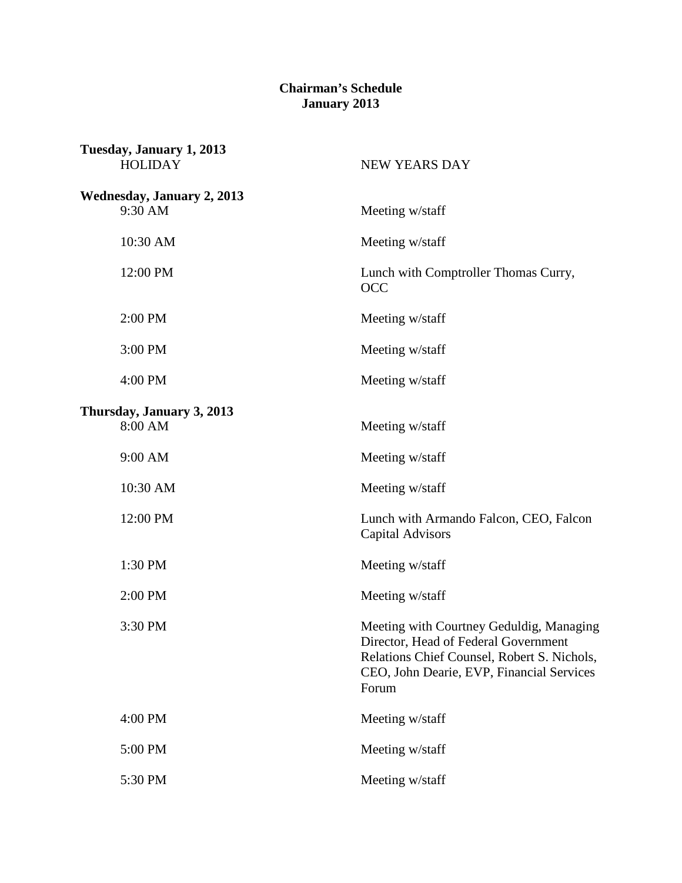# Chairman's Schedule
# January 2013

**Tuesday, January 1, 2013**

| | |
|---|---|
| HOLIDAY | NEW YEARS DAY |

**Wednesday, January 2, 2013**

| | |
|---|---|
| 9:30 AM | Meeting w/staff |
| 10:30 AM | Meeting w/staff |
| 12:00 PM | Lunch with Comptroller Thomas Curry, OCC |
| 2:00 PM | Meeting w/staff |
| 3:00 PM | Meeting w/staff |
| 4:00 PM | Meeting w/staff |

**Thursday, January 3, 2013**

| | |
|---|---|
| 8:00 AM | Meeting w/staff |
| 9:00 AM | Meeting w/staff |
| 10:30 AM | Meeting w/staff |
| 12:00 PM | Lunch with Armando Falcon, CEO, Falcon Capital Advisors |
| 1:30 PM | Meeting w/staff |
| 2:00 PM | Meeting w/staff |
| 3:30 PM | Meeting with Courtney Geduldig, Managing Director, Head of Federal Government Relations Chief Counsel, Robert S. Nichols, CEO, John Dearie, EVP, Financial Services Forum |
| 4:00 PM | Meeting w/staff |
| 5:00 PM | Meeting w/staff |
| 5:30 PM | Meeting w/staff |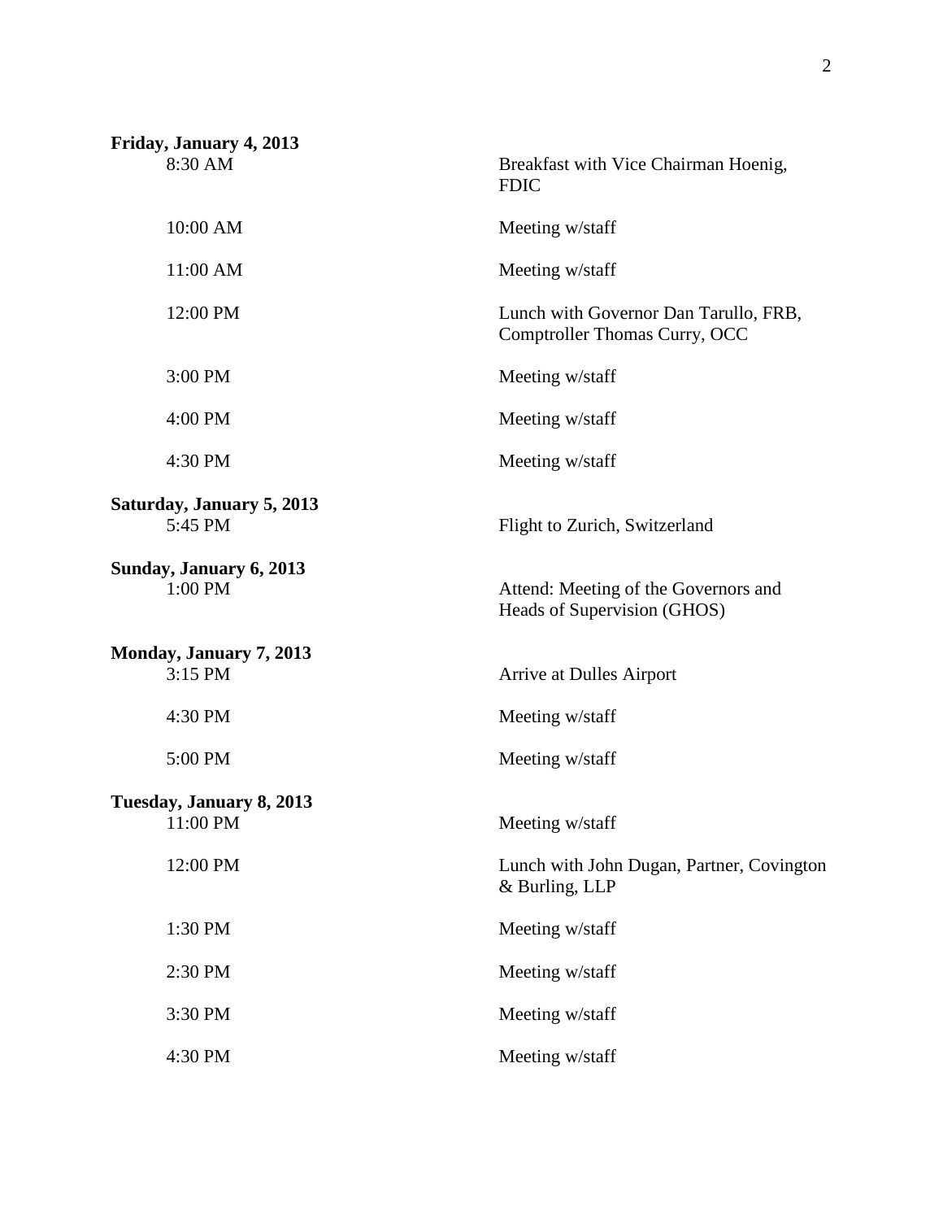**Friday, January 4, 2013**

| | |
|---|---|
| 8:30 AM | Breakfast with Vice Chairman Hoenig, FDIC |
| 10:00 AM | Meeting w/staff |
| 11:00 AM | Meeting w/staff |
| 12:00 PM | Lunch with Governor Dan Tarullo, FRB, Comptroller Thomas Curry, OCC |
| 3:00 PM | Meeting w/staff |
| 4:00 PM | Meeting w/staff |
| 4:30 PM | Meeting w/staff |

**Saturday, January 5, 2013**

| | |
|---|---|
| 5:45 PM | Flight to Zurich, Switzerland |

**Sunday, January 6, 2013**

| | |
|---|---|
| 1:00 PM | Attend: Meeting of the Governors and Heads of Supervision (GHOS) |

**Monday, January 7, 2013**

| | |
|---|---|
| 3:15 PM | Arrive at Dulles Airport |
| 4:30 PM | Meeting w/staff |
| 5:00 PM | Meeting w/staff |

**Tuesday, January 8, 2013**

| | |
|---|---|
| 11:00 PM | Meeting w/staff |
| 12:00 PM | Lunch with John Dugan, Partner, Covington & Burling, LLP |
| 1:30 PM | Meeting w/staff |
| 2:30 PM | Meeting w/staff |
| 3:30 PM | Meeting w/staff |
| 4:30 PM | Meeting w/staff |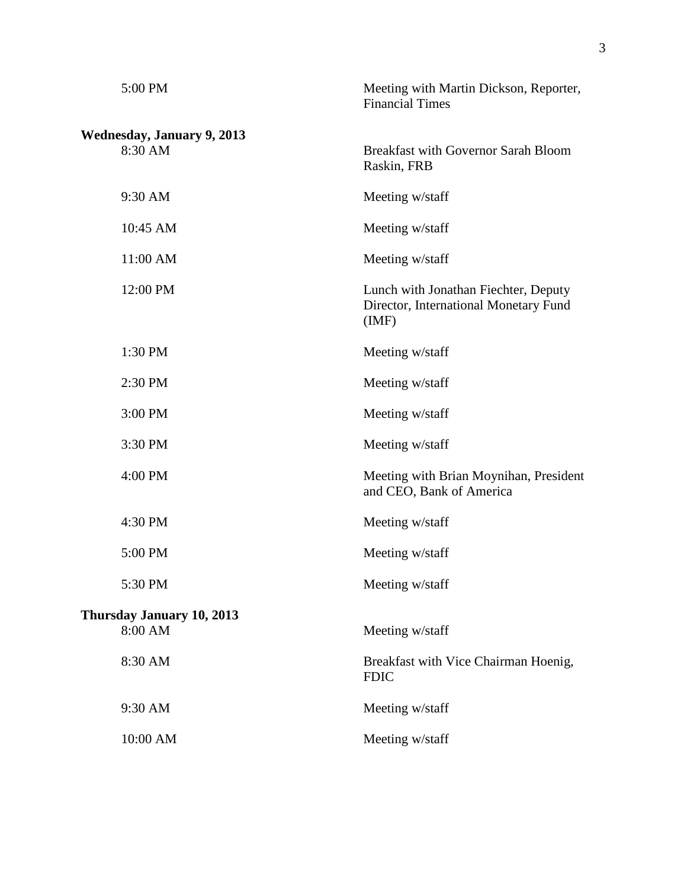| | |
|---|---|
| 5:00 PM | Meeting with Martin Dickson, Reporter, Financial Times |

**Wednesday, January 9, 2013**

| | |
|---|---|
| 8:30 AM | Breakfast with Governor Sarah Bloom Raskin, FRB |
| 9:30 AM | Meeting w/staff |
| 10:45 AM | Meeting w/staff |
| 11:00 AM | Meeting w/staff |
| 12:00 PM | Lunch with Jonathan Fiechter, Deputy Director, International Monetary Fund (IMF) |
| 1:30 PM | Meeting w/staff |
| 2:30 PM | Meeting w/staff |
| 3:00 PM | Meeting w/staff |
| 3:30 PM | Meeting w/staff |
| 4:00 PM | Meeting with Brian Moynihan, President and CEO, Bank of America |
| 4:30 PM | Meeting w/staff |
| 5:00 PM | Meeting w/staff |
| 5:30 PM | Meeting w/staff |

**Thursday January 10, 2013**

| | |
|---|---|
| 8:00 AM | Meeting w/staff |
| 8:30 AM | Breakfast with Vice Chairman Hoenig, FDIC |
| 9:30 AM | Meeting w/staff |
| 10:00 AM | Meeting w/staff |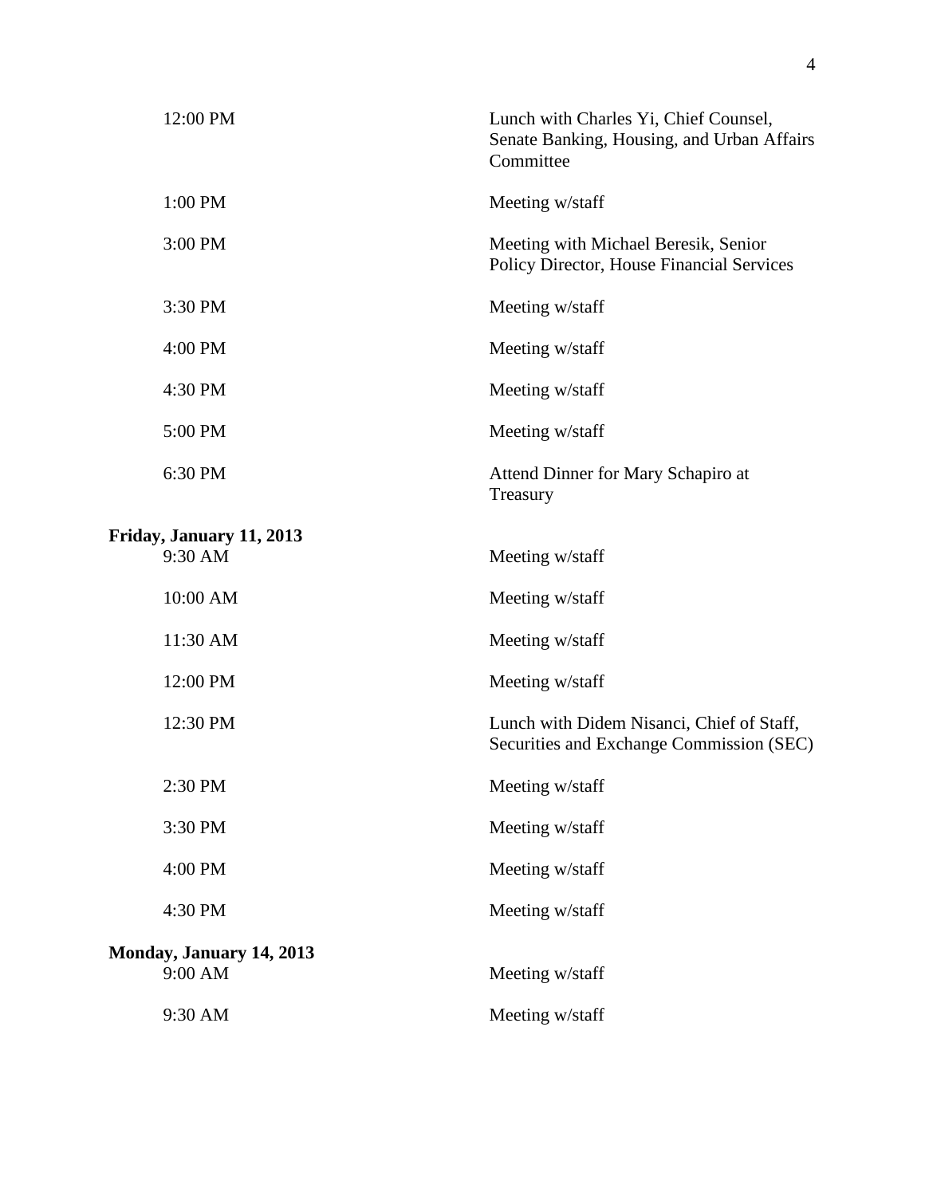| | |
|---|---|
| 12:00 PM | Lunch with Charles Yi, Chief Counsel, Senate Banking, Housing, and Urban Affairs Committee |
| 1:00 PM | Meeting w/staff |
| 3:00 PM | Meeting with Michael Beresik, Senior Policy Director, House Financial Services |
| 3:30 PM | Meeting w/staff |
| 4:00 PM | Meeting w/staff |
| 4:30 PM | Meeting w/staff |
| 5:00 PM | Meeting w/staff |
| 6:30 PM | Attend Dinner for Mary Schapiro at Treasury |

**Friday, January 11, 2013**

| | |
|---|---|
| 9:30 AM | Meeting w/staff |
| 10:00 AM | Meeting w/staff |
| 11:30 AM | Meeting w/staff |
| 12:00 PM | Meeting w/staff |
| 12:30 PM | Lunch with Didem Nisanci, Chief of Staff, Securities and Exchange Commission (SEC) |
| 2:30 PM | Meeting w/staff |
| 3:30 PM | Meeting w/staff |
| 4:00 PM | Meeting w/staff |
| 4:30 PM | Meeting w/staff |

**Monday, January 14, 2013**

| | |
|---|---|
| 9:00 AM | Meeting w/staff |
| 9:30 AM | Meeting w/staff |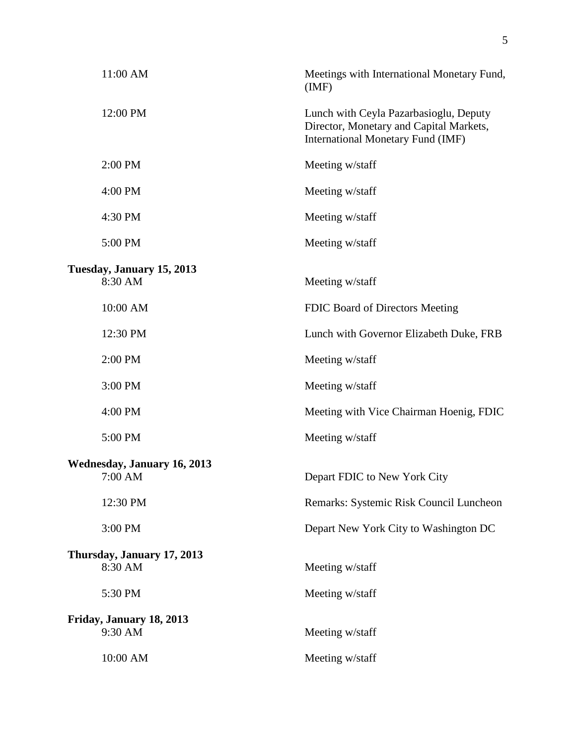| | |
|---|---|
| 11:00 AM | Meetings with International Monetary Fund, (IMF) |
| 12:00 PM | Lunch with Ceyla Pazarbasioglu, Deputy Director, Monetary and Capital Markets, International Monetary Fund (IMF) |
| 2:00 PM | Meeting w/staff |
| 4:00 PM | Meeting w/staff |
| 4:30 PM | Meeting w/staff |
| 5:00 PM | Meeting w/staff |
| **Tuesday, January 15, 2013** | |
| 8:30 AM | Meeting w/staff |
| 10:00 AM | FDIC Board of Directors Meeting |
| 12:30 PM | Lunch with Governor Elizabeth Duke, FRB |
| 2:00 PM | Meeting w/staff |
| 3:00 PM | Meeting w/staff |
| 4:00 PM | Meeting with Vice Chairman Hoenig, FDIC |
| 5:00 PM | Meeting w/staff |
| **Wednesday, January 16, 2013** | |
| 7:00 AM | Depart FDIC to New York City |
| 12:30 PM | Remarks: Systemic Risk Council Luncheon |
| 3:00 PM | Depart New York City to Washington DC |
| **Thursday, January 17, 2013** | |
| 8:30 AM | Meeting w/staff |
| 5:30 PM | Meeting w/staff |
| **Friday, January 18, 2013** | |
| 9:30 AM | Meeting w/staff |
| 10:00 AM | Meeting w/staff |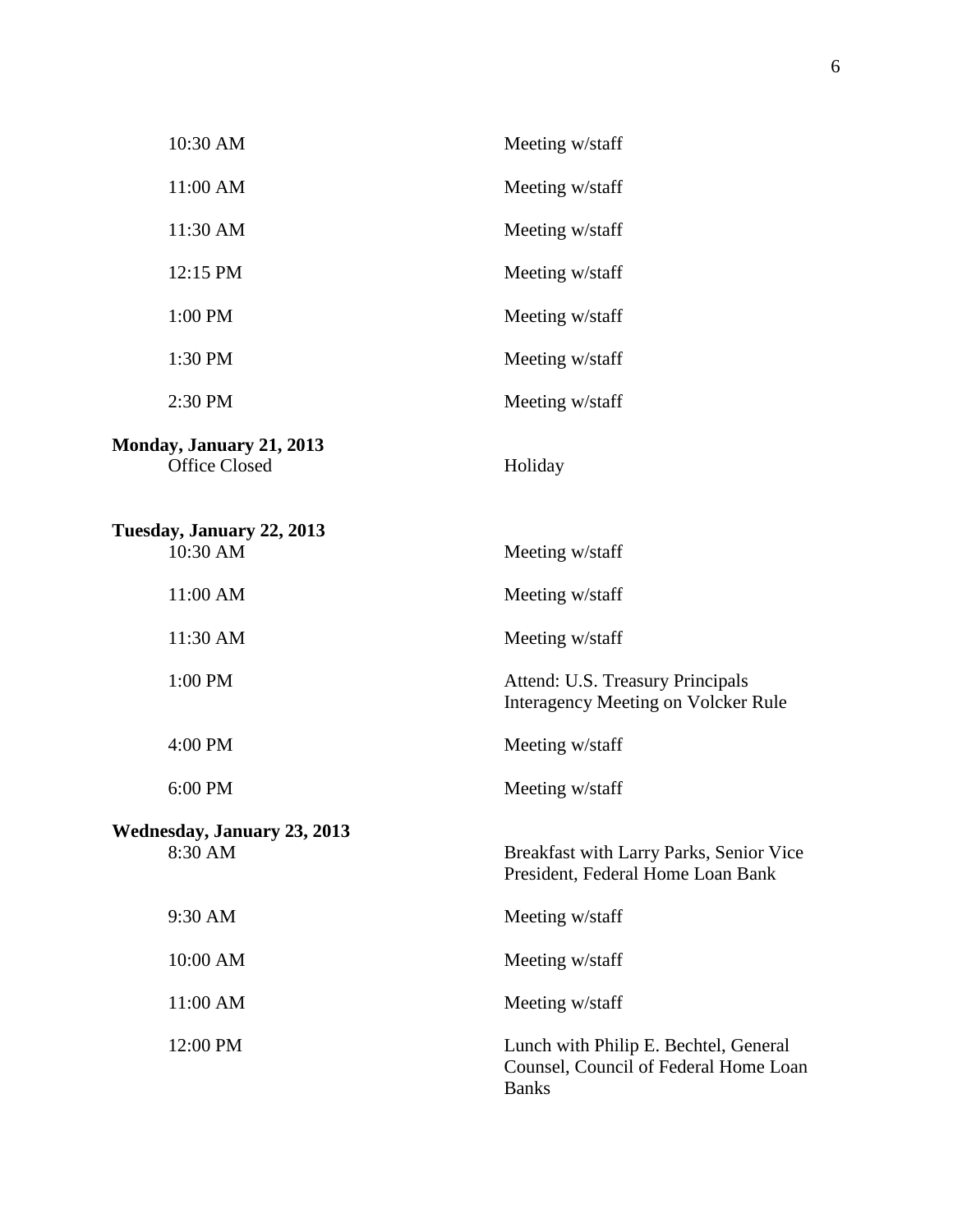| | |
|---|---|
| 10:30 AM | Meeting w/staff |
| 11:00 AM | Meeting w/staff |
| 11:30 AM | Meeting w/staff |
| 12:15 PM | Meeting w/staff |
| 1:00 PM | Meeting w/staff |
| 1:30 PM | Meeting w/staff |
| 2:30 PM | Meeting w/staff |

**Monday, January 21, 2013**

| | |
|---|---|
| Office Closed | Holiday |

**Tuesday, January 22, 2013**

| | |
|---|---|
| 10:30 AM | Meeting w/staff |
| 11:00 AM | Meeting w/staff |
| 11:30 AM | Meeting w/staff |
| 1:00 PM | Attend: U.S. Treasury Principals Interagency Meeting on Volcker Rule |
| 4:00 PM | Meeting w/staff |
| 6:00 PM | Meeting w/staff |

**Wednesday, January 23, 2013**

| | |
|---|---|
| 8:30 AM | Breakfast with Larry Parks, Senior Vice President, Federal Home Loan Bank |
| 9:30 AM | Meeting w/staff |
| 10:00 AM | Meeting w/staff |
| 11:00 AM | Meeting w/staff |
| 12:00 PM | Lunch with Philip E. Bechtel, General Counsel, Council of Federal Home Loan Banks |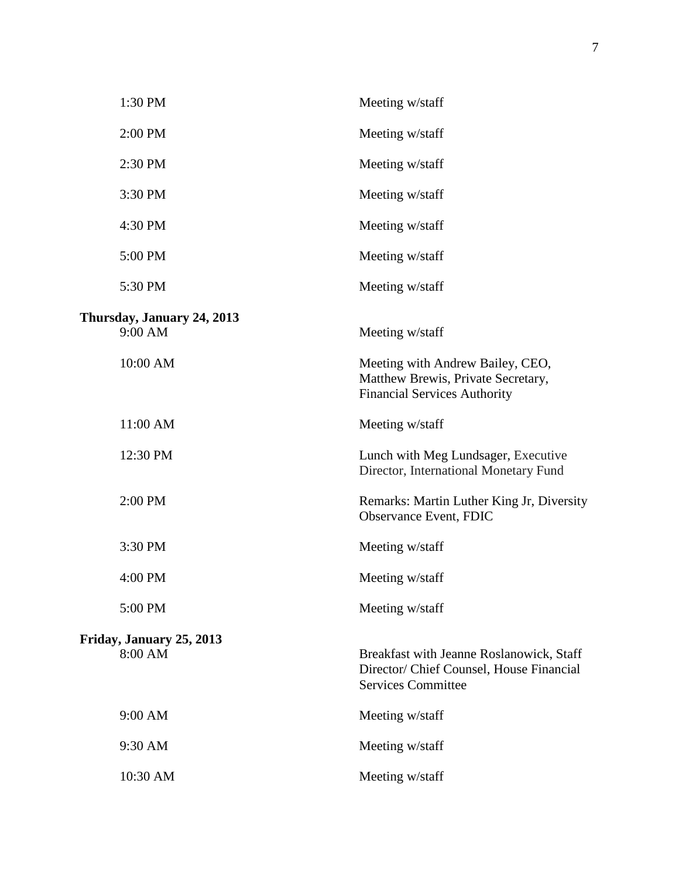| | |
|---|---|
| 1:30 PM | Meeting w/staff |
| 2:00 PM | Meeting w/staff |
| 2:30 PM | Meeting w/staff |
| 3:30 PM | Meeting w/staff |
| 4:30 PM | Meeting w/staff |
| 5:00 PM | Meeting w/staff |
| 5:30 PM | Meeting w/staff |

**Thursday, January 24, 2013**

| | |
|---|---|
| 9:00 AM | Meeting w/staff |
| 10:00 AM | Meeting with Andrew Bailey, CEO, Matthew Brewis, Private Secretary, Financial Services Authority |
| 11:00 AM | Meeting w/staff |
| 12:30 PM | Lunch with Meg Lundsager, Executive Director, International Monetary Fund |
| 2:00 PM | Remarks: Martin Luther King Jr, Diversity Observance Event, FDIC |
| 3:30 PM | Meeting w/staff |
| 4:00 PM | Meeting w/staff |
| 5:00 PM | Meeting w/staff |

**Friday, January 25, 2013**

| | |
|---|---|
| 8:00 AM | Breakfast with Jeanne Roslanowick, Staff Director/ Chief Counsel, House Financial Services Committee |
| 9:00 AM | Meeting w/staff |
| 9:30 AM | Meeting w/staff |
| 10:30 AM | Meeting w/staff |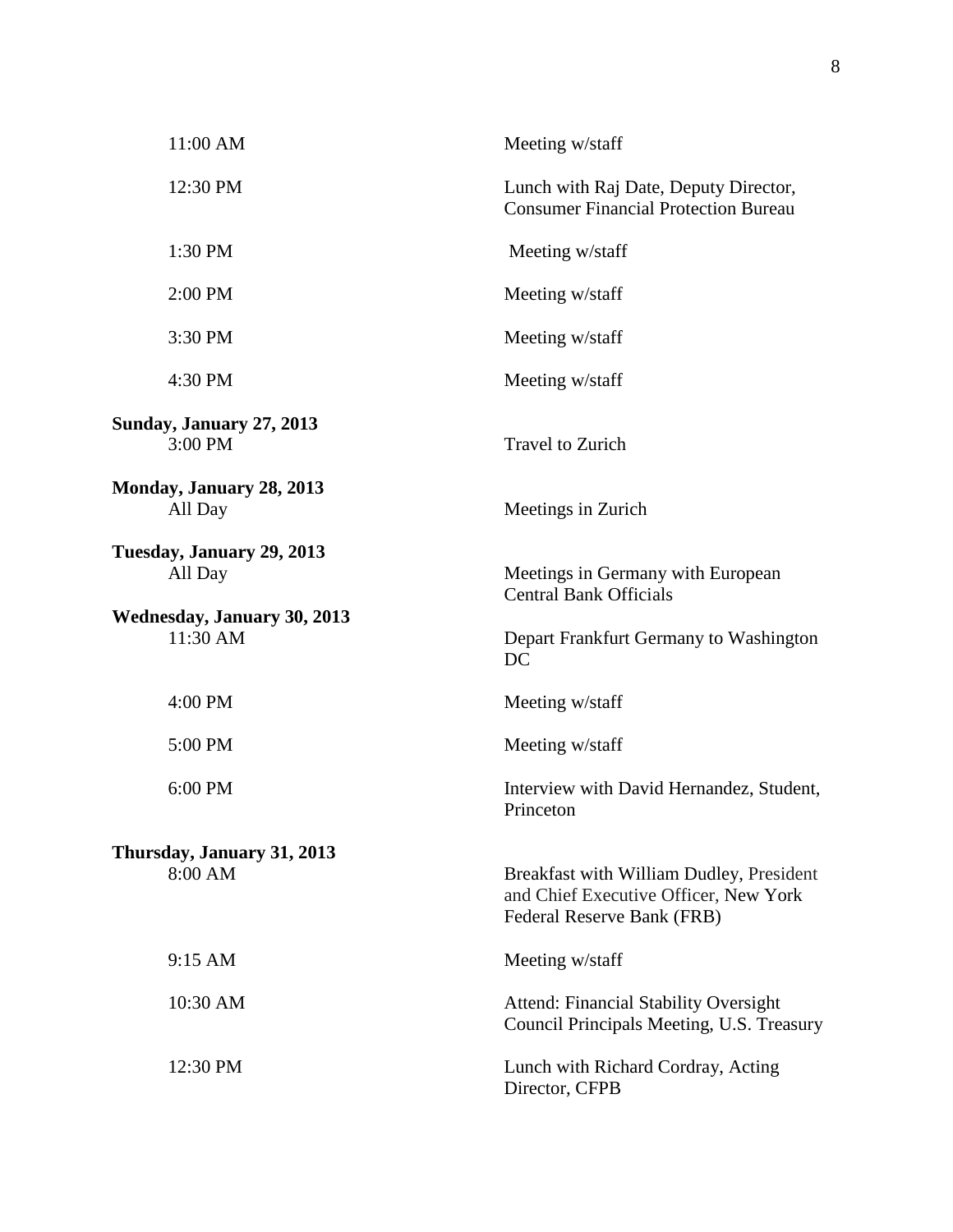| | |
|---|---|
| 11:00 AM | Meeting w/staff |
| 12:30 PM | Lunch with Raj Date, Deputy Director, Consumer Financial Protection Bureau |
| 1:30 PM | Meeting w/staff |
| 2:00 PM | Meeting w/staff |
| 3:30 PM | Meeting w/staff |
| 4:30 PM | Meeting w/staff |

**Sunday, January 27, 2013**

| | |
|---|---|
| 3:00 PM | Travel to Zurich |

**Monday, January 28, 2013**

| | |
|---|---|
| All Day | Meetings in Zurich |

**Tuesday, January 29, 2013**

| | |
|---|---|
| All Day | Meetings in Germany with European Central Bank Officials |

**Wednesday, January 30, 2013**

| | |
|---|---|
| 11:30 AM | Depart Frankfurt Germany to Washington DC |
| 4:00 PM | Meeting w/staff |
| 5:00 PM | Meeting w/staff |
| 6:00 PM | Interview with David Hernandez, Student, Princeton |

**Thursday, January 31, 2013**

| | |
|---|---|
| 8:00 AM | Breakfast with William Dudley, President and Chief Executive Officer, New York Federal Reserve Bank (FRB) |
| 9:15 AM | Meeting w/staff |
| 10:30 AM | Attend: Financial Stability Oversight Council Principals Meeting, U.S. Treasury |
| 12:30 PM | Lunch with Richard Cordray, Acting Director, CFPB |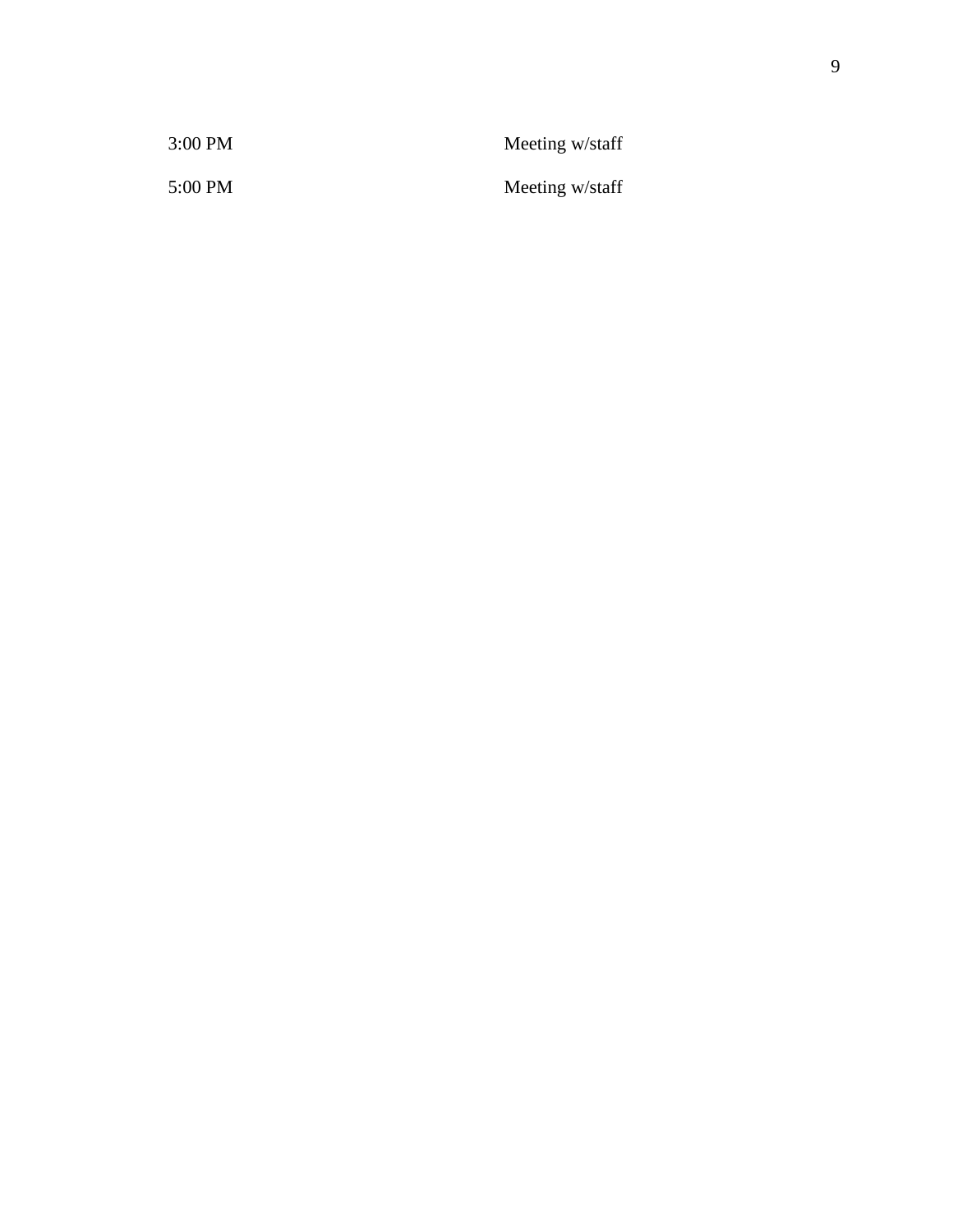| | |
|---|---|
| 3:00 PM | Meeting w/staff |
| 5:00 PM | Meeting w/staff |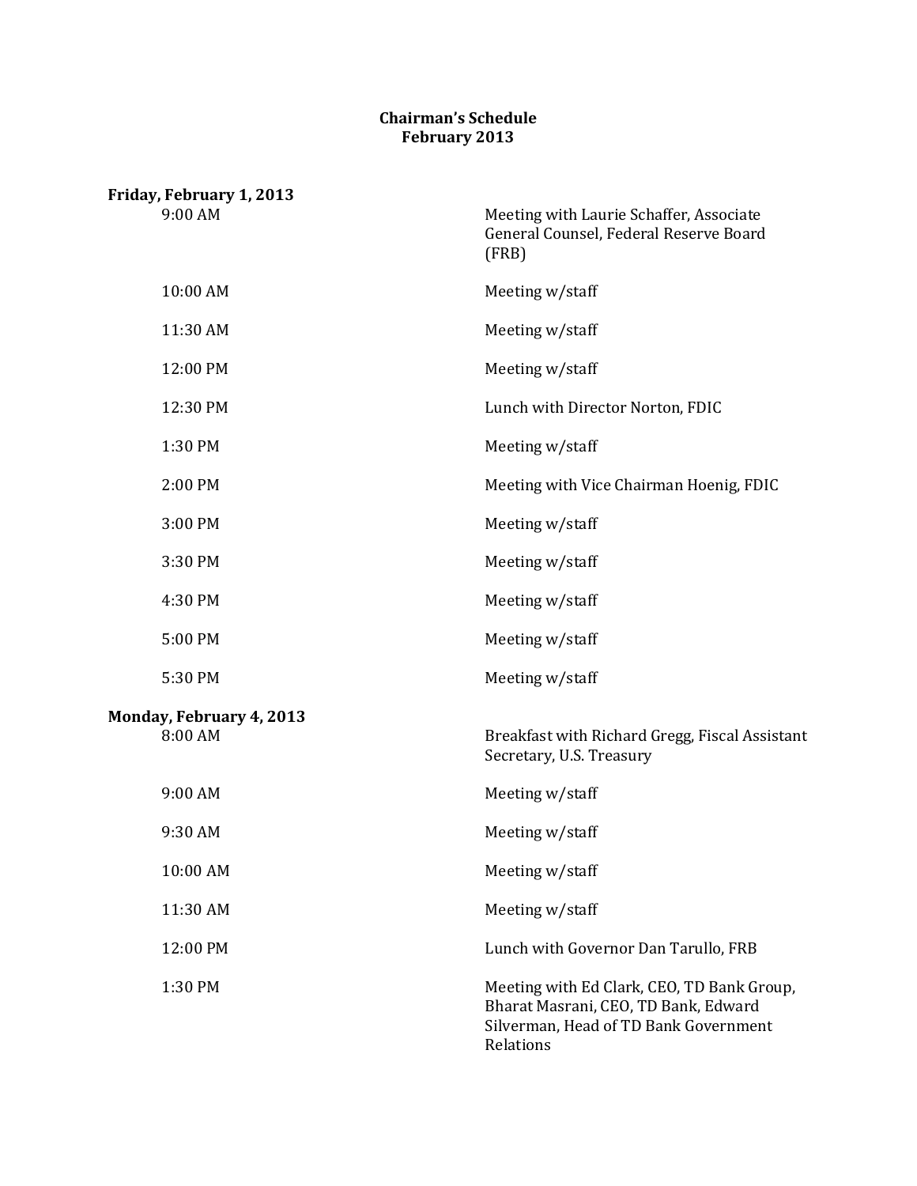# Chairman's Schedule
## February 2013

**Friday, February 1, 2013**

| | |
|---|---|
| 9:00 AM | Meeting with Laurie Schaffer, Associate General Counsel, Federal Reserve Board (FRB) |
| 10:00 AM | Meeting w/staff |
| 11:30 AM | Meeting w/staff |
| 12:00 PM | Meeting w/staff |
| 12:30 PM | Lunch with Director Norton, FDIC |
| 1:30 PM | Meeting w/staff |
| 2:00 PM | Meeting with Vice Chairman Hoenig, FDIC |
| 3:00 PM | Meeting w/staff |
| 3:30 PM | Meeting w/staff |
| 4:30 PM | Meeting w/staff |
| 5:00 PM | Meeting w/staff |
| 5:30 PM | Meeting w/staff |

**Monday, February 4, 2013**

| | |
|---|---|
| 8:00 AM | Breakfast with Richard Gregg, Fiscal Assistant Secretary, U.S. Treasury |
| 9:00 AM | Meeting w/staff |
| 9:30 AM | Meeting w/staff |
| 10:00 AM | Meeting w/staff |
| 11:30 AM | Meeting w/staff |
| 12:00 PM | Lunch with Governor Dan Tarullo, FRB |
| 1:30 PM | Meeting with Ed Clark, CEO, TD Bank Group, Bharat Masrani, CEO, TD Bank, Edward Silverman, Head of TD Bank Government Relations |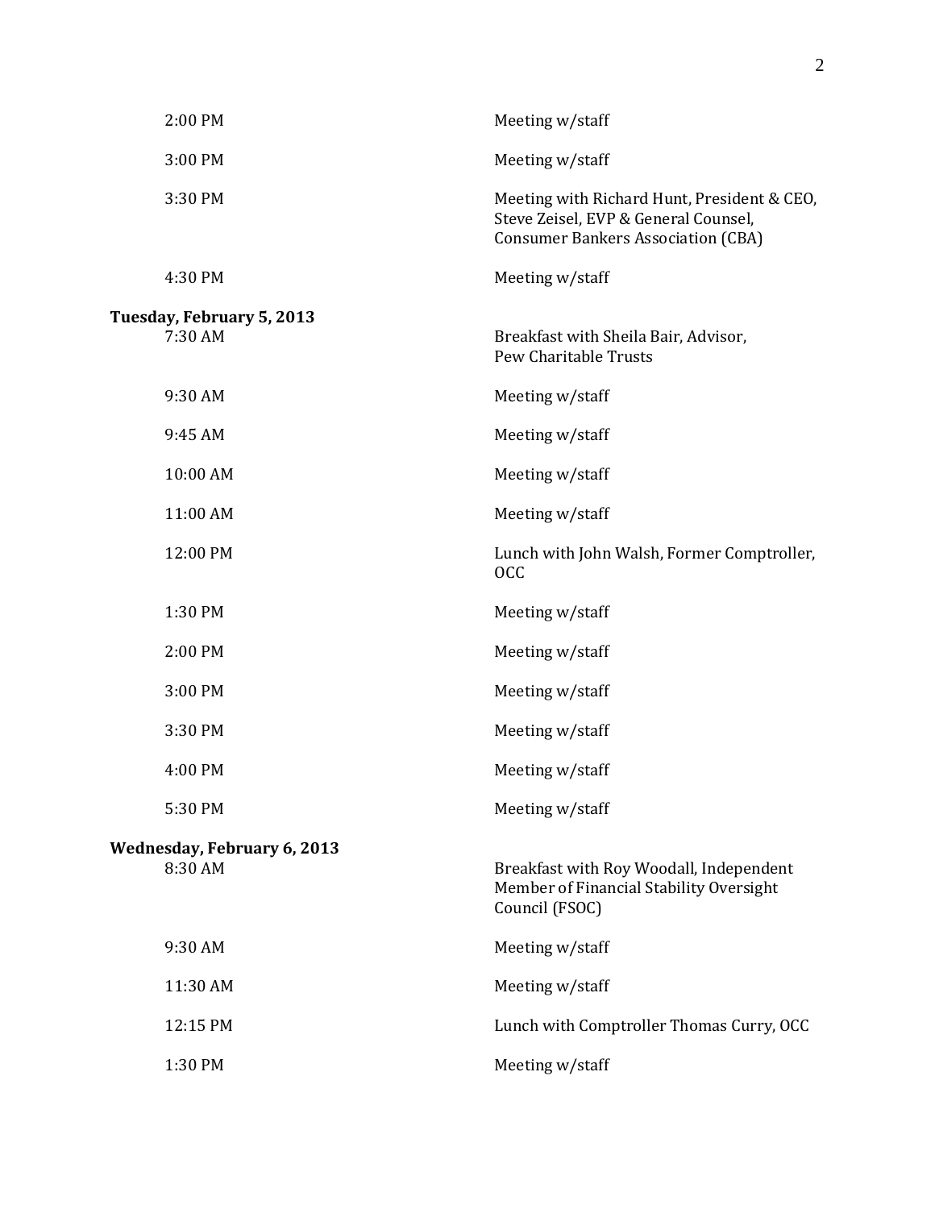| | |
|---|---|
| 2:00 PM | Meeting w/staff |
| 3:00 PM | Meeting w/staff |
| 3:30 PM | Meeting with Richard Hunt, President & CEO, Steve Zeisel, EVP & General Counsel, Consumer Bankers Association (CBA) |
| 4:30 PM | Meeting w/staff |

**Tuesday, February 5, 2013**

| | |
|---|---|
| 7:30 AM | Breakfast with Sheila Bair, Advisor, Pew Charitable Trusts |
| 9:30 AM | Meeting w/staff |
| 9:45 AM | Meeting w/staff |
| 10:00 AM | Meeting w/staff |
| 11:00 AM | Meeting w/staff |
| 12:00 PM | Lunch with John Walsh, Former Comptroller, OCC |
| 1:30 PM | Meeting w/staff |
| 2:00 PM | Meeting w/staff |
| 3:00 PM | Meeting w/staff |
| 3:30 PM | Meeting w/staff |
| 4:00 PM | Meeting w/staff |
| 5:30 PM | Meeting w/staff |

**Wednesday, February 6, 2013**

| | |
|---|---|
| 8:30 AM | Breakfast with Roy Woodall, Independent Member of Financial Stability Oversight Council (FSOC) |
| 9:30 AM | Meeting w/staff |
| 11:30 AM | Meeting w/staff |
| 12:15 PM | Lunch with Comptroller Thomas Curry, OCC |
| 1:30 PM | Meeting w/staff |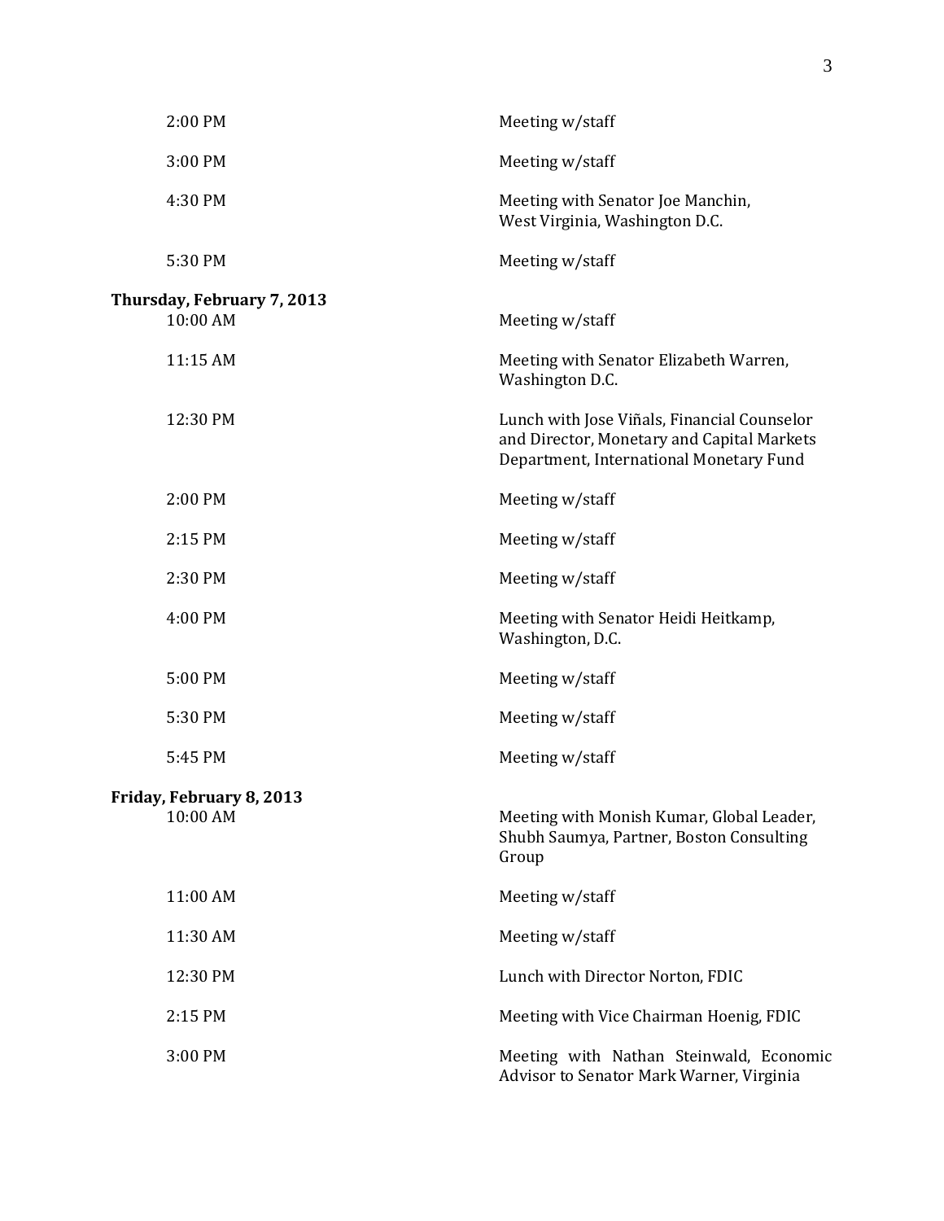| | |
|---|---|
| 2:00 PM | Meeting w/staff |
| 3:00 PM | Meeting w/staff |
| 4:30 PM | Meeting with Senator Joe Manchin, West Virginia, Washington D.C. |
| 5:30 PM | Meeting w/staff |

**Thursday, February 7, 2013**

| | |
|---|---|
| 10:00 AM | Meeting w/staff |
| 11:15 AM | Meeting with Senator Elizabeth Warren, Washington D.C. |
| 12:30 PM | Lunch with Jose Viñals, Financial Counselor and Director, Monetary and Capital Markets Department, International Monetary Fund |
| 2:00 PM | Meeting w/staff |
| 2:15 PM | Meeting w/staff |
| 2:30 PM | Meeting w/staff |
| 4:00 PM | Meeting with Senator Heidi Heitkamp, Washington, D.C. |
| 5:00 PM | Meeting w/staff |
| 5:30 PM | Meeting w/staff |
| 5:45 PM | Meeting w/staff |

**Friday, February 8, 2013**

| | |
|---|---|
| 10:00 AM | Meeting with Monish Kumar, Global Leader, Shubh Saumya, Partner, Boston Consulting Group |
| 11:00 AM | Meeting w/staff |
| 11:30 AM | Meeting w/staff |
| 12:30 PM | Lunch with Director Norton, FDIC |
| 2:15 PM | Meeting with Vice Chairman Hoenig, FDIC |
| 3:00 PM | Meeting with Nathan Steinwald, Economic Advisor to Senator Mark Warner, Virginia |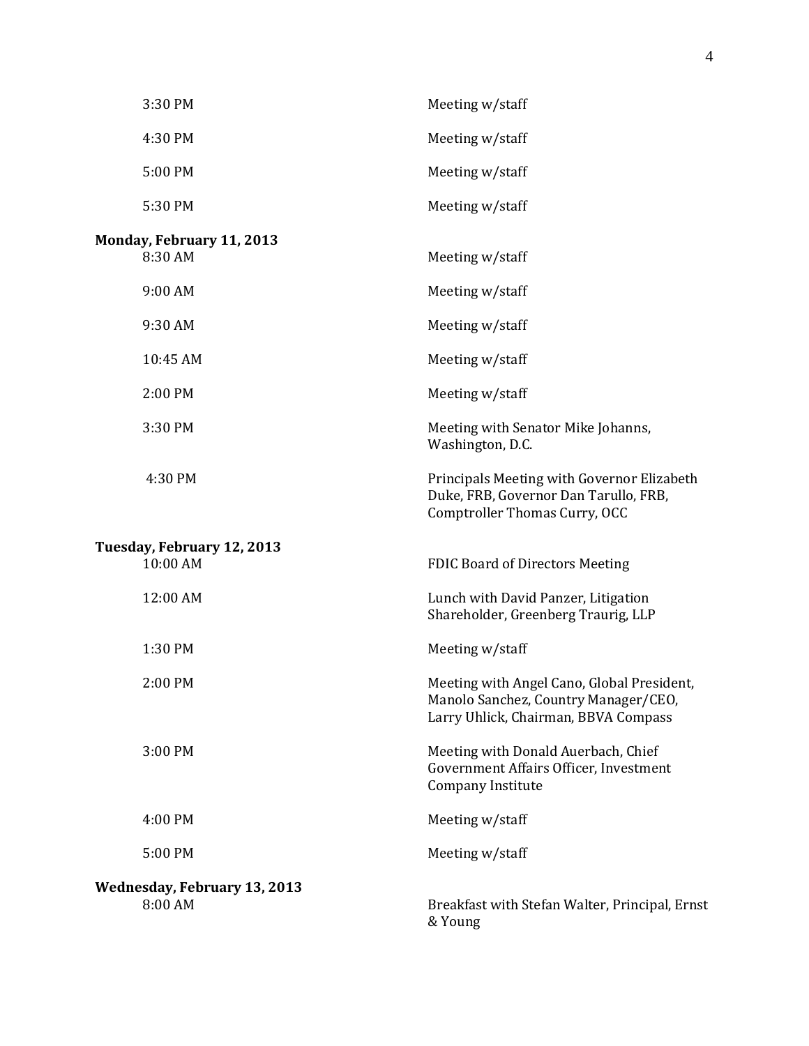| | |
|---|---|
| 3:30 PM | Meeting w/staff |
| 4:30 PM | Meeting w/staff |
| 5:00 PM | Meeting w/staff |
| 5:30 PM | Meeting w/staff |

**Monday, February 11, 2013**

| | |
|---|---|
| 8:30 AM | Meeting w/staff |
| 9:00 AM | Meeting w/staff |
| 9:30 AM | Meeting w/staff |
| 10:45 AM | Meeting w/staff |
| 2:00 PM | Meeting w/staff |
| 3:30 PM | Meeting with Senator Mike Johanns, Washington, D.C. |
| 4:30 PM | Principals Meeting with Governor Elizabeth Duke, FRB, Governor Dan Tarullo, FRB, Comptroller Thomas Curry, OCC |

**Tuesday, February 12, 2013**

| | |
|---|---|
| 10:00 AM | FDIC Board of Directors Meeting |
| 12:00 AM | Lunch with David Panzer, Litigation Shareholder, Greenberg Traurig, LLP |
| 1:30 PM | Meeting w/staff |
| 2:00 PM | Meeting with Angel Cano, Global President, Manolo Sanchez, Country Manager/CEO, Larry Uhlick, Chairman, BBVA Compass |
| 3:00 PM | Meeting with Donald Auerbach, Chief Government Affairs Officer, Investment Company Institute |
| 4:00 PM | Meeting w/staff |
| 5:00 PM | Meeting w/staff |

**Wednesday, February 13, 2013**

| | |
|---|---|
| 8:00 AM | Breakfast with Stefan Walter, Principal, Ernst & Young |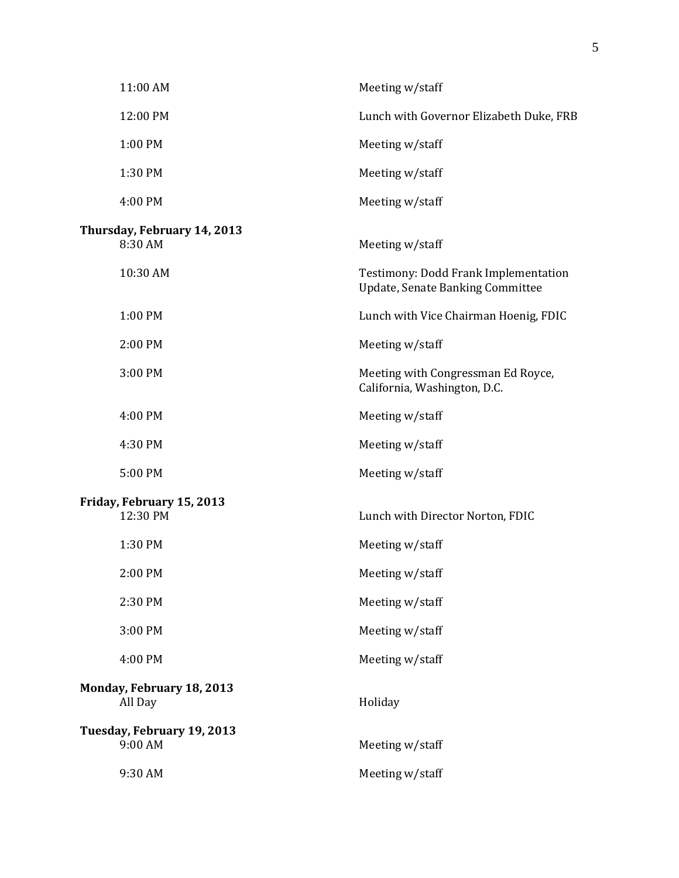| | |
|---|---|
| 11:00 AM | Meeting w/staff |
| 12:00 PM | Lunch with Governor Elizabeth Duke, FRB |
| 1:00 PM | Meeting w/staff |
| 1:30 PM | Meeting w/staff |
| 4:00 PM | Meeting w/staff |

**Thursday, February 14, 2013**

| | |
|---|---|
| 8:30 AM | Meeting w/staff |
| 10:30 AM | Testimony: Dodd Frank Implementation Update, Senate Banking Committee |
| 1:00 PM | Lunch with Vice Chairman Hoenig, FDIC |
| 2:00 PM | Meeting w/staff |
| 3:00 PM | Meeting with Congressman Ed Royce, California, Washington, D.C. |
| 4:00 PM | Meeting w/staff |
| 4:30 PM | Meeting w/staff |
| 5:00 PM | Meeting w/staff |

**Friday, February 15, 2013**

| | |
|---|---|
| 12:30 PM | Lunch with Director Norton, FDIC |
| 1:30 PM | Meeting w/staff |
| 2:00 PM | Meeting w/staff |
| 2:30 PM | Meeting w/staff |
| 3:00 PM | Meeting w/staff |
| 4:00 PM | Meeting w/staff |

**Monday, February 18, 2013**

| | |
|---|---|
| All Day | Holiday |

**Tuesday, February 19, 2013**

| | |
|---|---|
| 9:00 AM | Meeting w/staff |
| 9:30 AM | Meeting w/staff |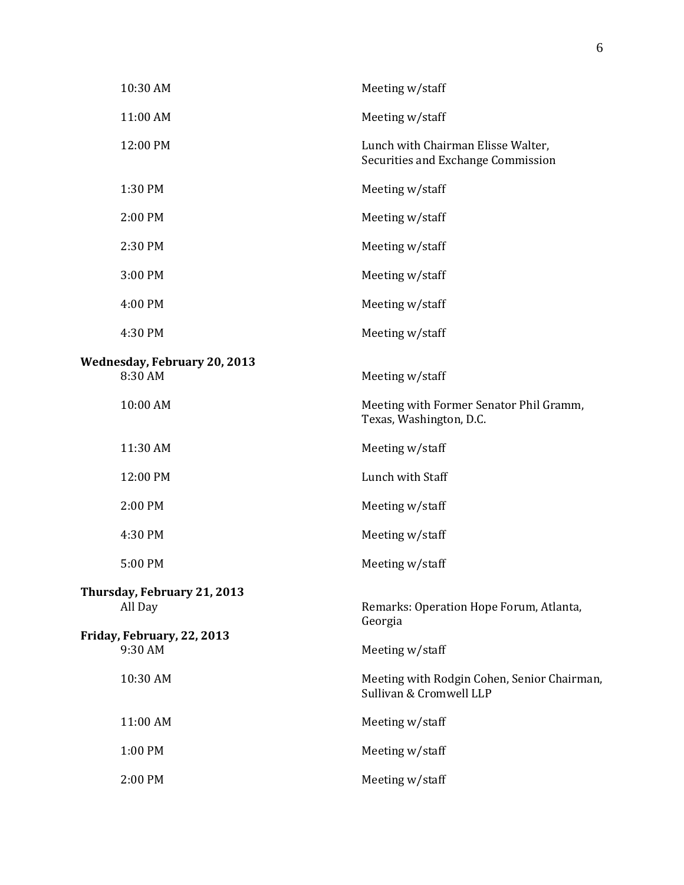| | |
|---|---|
| 10:30 AM | Meeting w/staff |
| 11:00 AM | Meeting w/staff |
| 12:00 PM | Lunch with Chairman Elisse Walter, Securities and Exchange Commission |
| 1:30 PM | Meeting w/staff |
| 2:00 PM | Meeting w/staff |
| 2:30 PM | Meeting w/staff |
| 3:00 PM | Meeting w/staff |
| 4:00 PM | Meeting w/staff |
| 4:30 PM | Meeting w/staff |

**Wednesday, February 20, 2013**

| | |
|---|---|
| 8:30 AM | Meeting w/staff |
| 10:00 AM | Meeting with Former Senator Phil Gramm, Texas, Washington, D.C. |
| 11:30 AM | Meeting w/staff |
| 12:00 PM | Lunch with Staff |
| 2:00 PM | Meeting w/staff |
| 4:30 PM | Meeting w/staff |
| 5:00 PM | Meeting w/staff |

**Thursday, February 21, 2013**

| | |
|---|---|
| All Day | Remarks: Operation Hope Forum, Atlanta, Georgia |

**Friday, February, 22, 2013**

| | |
|---|---|
| 9:30 AM | Meeting w/staff |
| 10:30 AM | Meeting with Rodgin Cohen, Senior Chairman, Sullivan & Cromwell LLP |
| 11:00 AM | Meeting w/staff |
| 1:00 PM | Meeting w/staff |
| 2:00 PM | Meeting w/staff |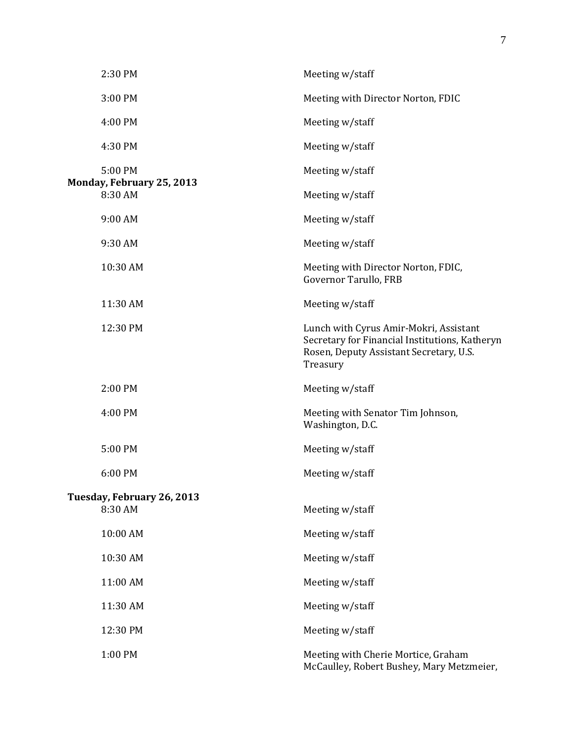| | |
|---|---|
| 2:30 PM | Meeting w/staff |
| 3:00 PM | Meeting with Director Norton, FDIC |
| 4:00 PM | Meeting w/staff |
| 4:30 PM | Meeting w/staff |
| 5:00 PM | Meeting w/staff |

**Monday, February 25, 2013**

| | |
|---|---|
| 8:30 AM | Meeting w/staff |
| 9:00 AM | Meeting w/staff |
| 9:30 AM | Meeting w/staff |
| 10:30 AM | Meeting with Director Norton, FDIC, Governor Tarullo, FRB |
| 11:30 AM | Meeting w/staff |
| 12:30 PM | Lunch with Cyrus Amir-Mokri, Assistant Secretary for Financial Institutions, Katheryn Rosen, Deputy Assistant Secretary, U.S. Treasury |
| 2:00 PM | Meeting w/staff |
| 4:00 PM | Meeting with Senator Tim Johnson, Washington, D.C. |
| 5:00 PM | Meeting w/staff |
| 6:00 PM | Meeting w/staff |

**Tuesday, February 26, 2013**

| | |
|---|---|
| 8:30 AM | Meeting w/staff |
| 10:00 AM | Meeting w/staff |
| 10:30 AM | Meeting w/staff |
| 11:00 AM | Meeting w/staff |
| 11:30 AM | Meeting w/staff |
| 12:30 PM | Meeting w/staff |
| 1:00 PM | Meeting with Cherie Mortice, Graham McCaulley, Robert Bushey, Mary Metzmeier, |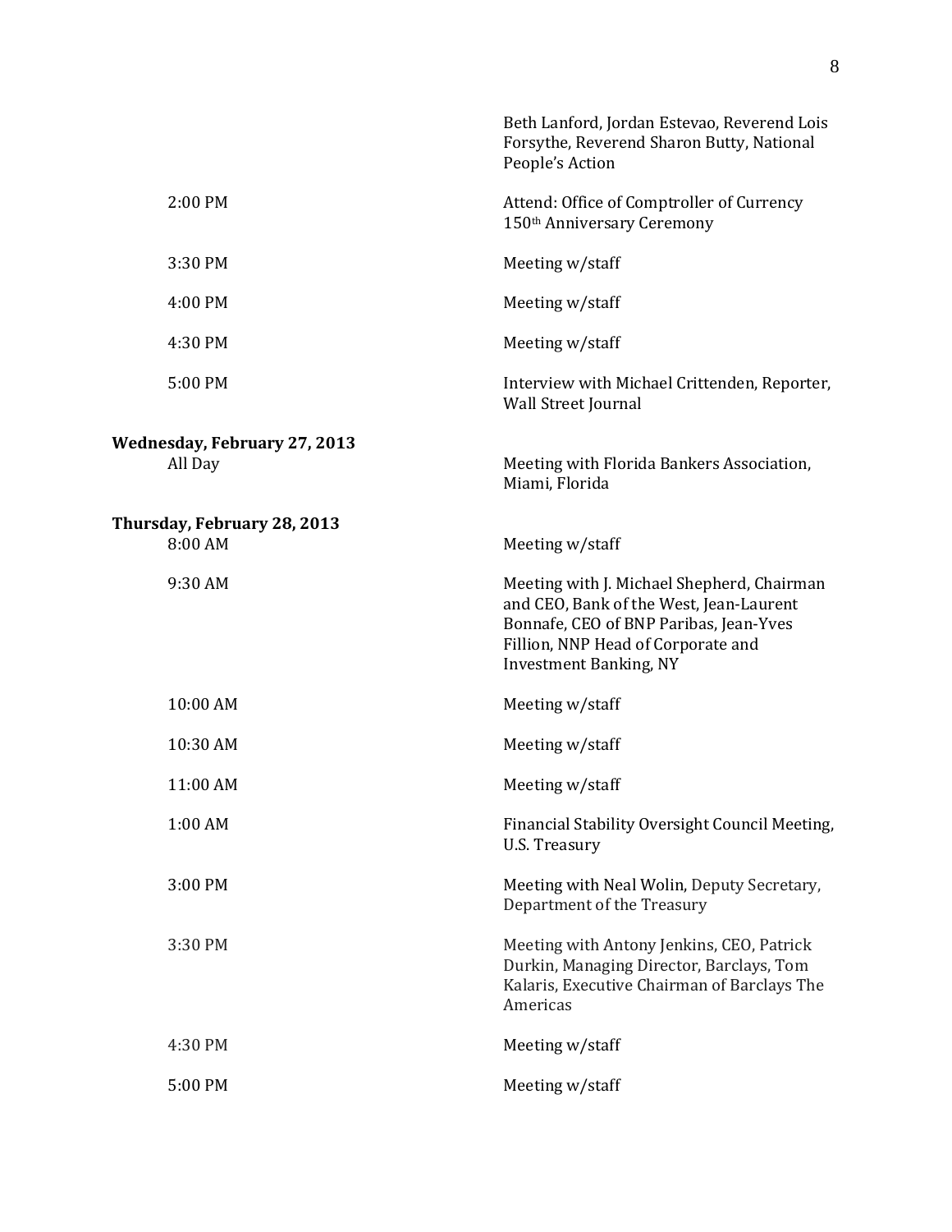| | |
|---|---|
| | Beth Lanford, Jordan Estevao, Reverend Lois Forsythe, Reverend Sharon Butty, National People's Action |
| 2:00 PM | Attend: Office of Comptroller of Currency 150th Anniversary Ceremony |
| 3:30 PM | Meeting w/staff |
| 4:00 PM | Meeting w/staff |
| 4:30 PM | Meeting w/staff |
| 5:00 PM | Interview with Michael Crittenden, Reporter, Wall Street Journal |

**Wednesday, February 27, 2013**

| | |
|---|---|
| All Day | Meeting with Florida Bankers Association, Miami, Florida |

**Thursday, February 28, 2013**

| | |
|---|---|
| 8:00 AM | Meeting w/staff |
| 9:30 AM | Meeting with J. Michael Shepherd, Chairman and CEO, Bank of the West, Jean-Laurent Bonnafe, CEO of BNP Paribas, Jean-Yves Fillion, NNP Head of Corporate and Investment Banking, NY |
| 10:00 AM | Meeting w/staff |
| 10:30 AM | Meeting w/staff |
| 11:00 AM | Meeting w/staff |
| 1:00 AM | Financial Stability Oversight Council Meeting, U.S. Treasury |
| 3:00 PM | Meeting with Neal Wolin, Deputy Secretary, Department of the Treasury |
| 3:30 PM | Meeting with Antony Jenkins, CEO, Patrick Durkin, Managing Director, Barclays, Tom Kalaris, Executive Chairman of Barclays The Americas |
| 4:30 PM | Meeting w/staff |
| 5:00 PM | Meeting w/staff |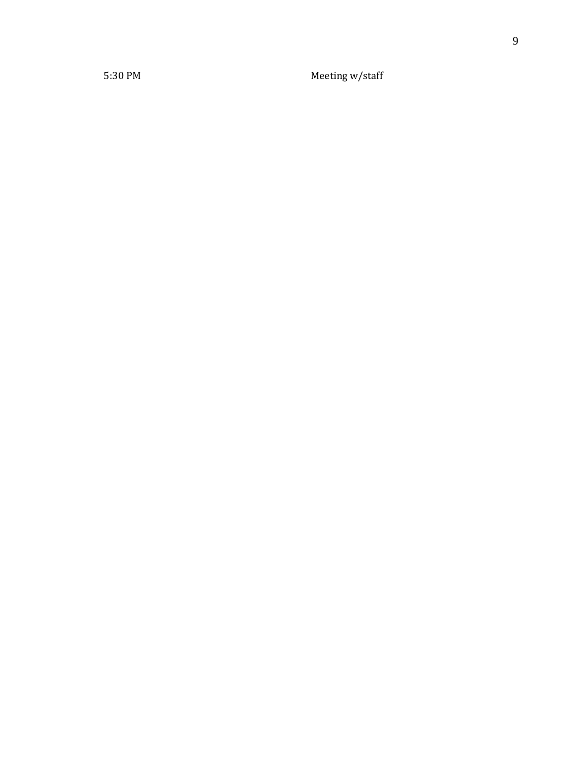| | |
|---|---|
| 5:30 PM | Meeting w/staff |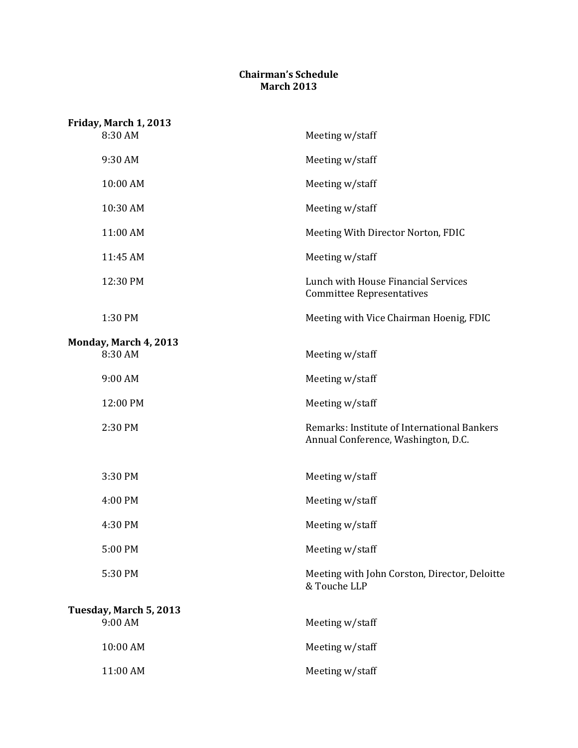**Chairman's Schedule**
**March 2013**

**Friday, March 1, 2013**

| | |
|---|---|
| 8:30 AM | Meeting w/staff |
| 9:30 AM | Meeting w/staff |
| 10:00 AM | Meeting w/staff |
| 10:30 AM | Meeting w/staff |
| 11:00 AM | Meeting With Director Norton, FDIC |
| 11:45 AM | Meeting w/staff |
| 12:30 PM | Lunch with House Financial Services Committee Representatives |
| 1:30 PM | Meeting with Vice Chairman Hoenig, FDIC |

**Monday, March 4, 2013**

| | |
|---|---|
| 8:30 AM | Meeting w/staff |
| 9:00 AM | Meeting w/staff |
| 12:00 PM | Meeting w/staff |
| 2:30 PM | Remarks: Institute of International Bankers Annual Conference, Washington, D.C. |
| 3:30 PM | Meeting w/staff |
| 4:00 PM | Meeting w/staff |
| 4:30 PM | Meeting w/staff |
| 5:00 PM | Meeting w/staff |
| 5:30 PM | Meeting with John Corston, Director, Deloitte & Touche LLP |

**Tuesday, March 5, 2013**

| | |
|---|---|
| 9:00 AM | Meeting w/staff |
| 10:00 AM | Meeting w/staff |
| 11:00 AM | Meeting w/staff |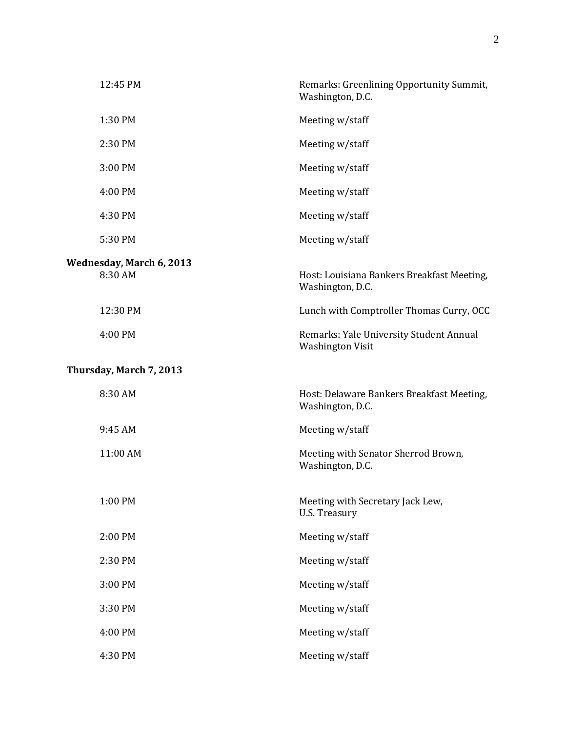| | |
|---|---|
| 12:45 PM | Remarks: Greenlining Opportunity Summit, Washington, D.C. |
| 1:30 PM | Meeting w/staff |
| 2:30 PM | Meeting w/staff |
| 3:00 PM | Meeting w/staff |
| 4:00 PM | Meeting w/staff |
| 4:30 PM | Meeting w/staff |
| 5:30 PM | Meeting w/staff |

**Wednesday, March 6, 2013**

| | |
|---|---|
| 8:30 AM | Host: Louisiana Bankers Breakfast Meeting, Washington, D.C. |
| 12:30 PM | Lunch with Comptroller Thomas Curry, OCC |
| 4:00 PM | Remarks: Yale University Student Annual Washington Visit |

**Thursday, March 7, 2013**

| | |
|---|---|
| 8:30 AM | Host: Delaware Bankers Breakfast Meeting, Washington, D.C. |
| 9:45 AM | Meeting w/staff |
| 11:00 AM | Meeting with Senator Sherrod Brown, Washington, D.C. |
| 1:00 PM | Meeting with Secretary Jack Lew, U.S. Treasury |
| 2:00 PM | Meeting w/staff |
| 2:30 PM | Meeting w/staff |
| 3:00 PM | Meeting w/staff |
| 3:30 PM | Meeting w/staff |
| 4:00 PM | Meeting w/staff |
| 4:30 PM | Meeting w/staff |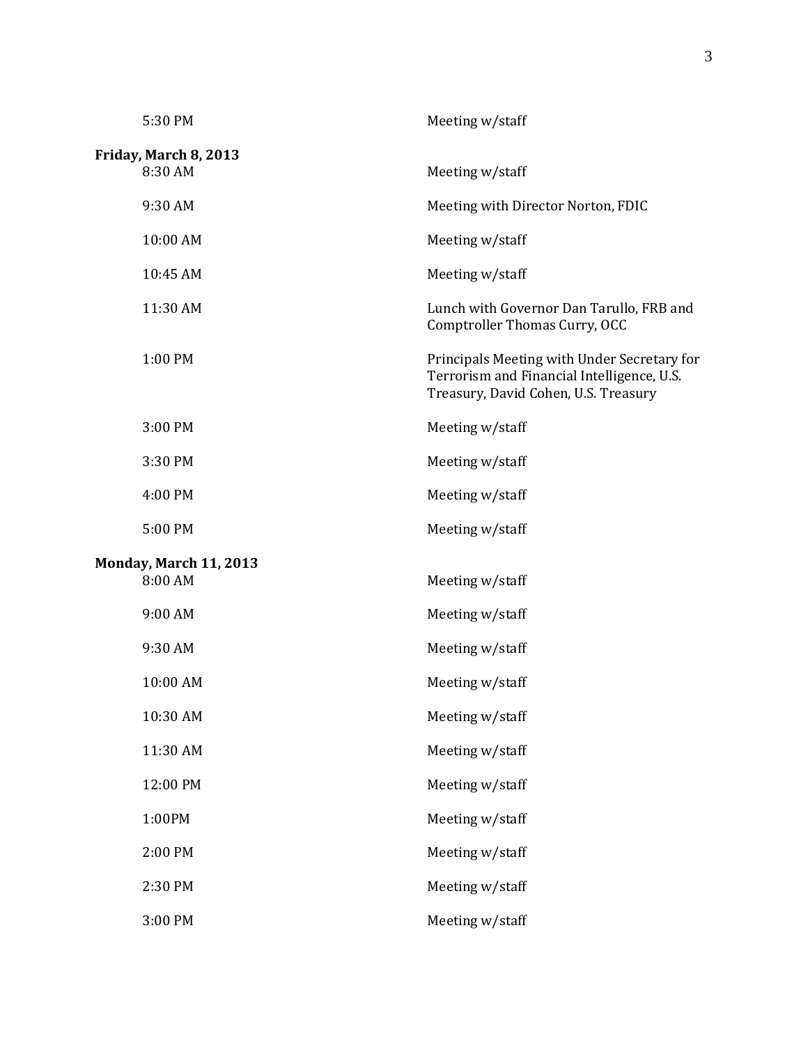5:30 PM Meeting w/staff

**Friday, March 8, 2013**

| | |
|---|---|
| 8:30 AM | Meeting w/staff |
| 9:30 AM | Meeting with Director Norton, FDIC |
| 10:00 AM | Meeting w/staff |
| 10:45 AM | Meeting w/staff |
| 11:30 AM | Lunch with Governor Dan Tarullo, FRB and Comptroller Thomas Curry, OCC |
| 1:00 PM | Principals Meeting with Under Secretary for Terrorism and Financial Intelligence, U.S. Treasury, David Cohen, U.S. Treasury |
| 3:00 PM | Meeting w/staff |
| 3:30 PM | Meeting w/staff |
| 4:00 PM | Meeting w/staff |
| 5:00 PM | Meeting w/staff |

**Monday, March 11, 2013**

| | |
|---|---|
| 8:00 AM | Meeting w/staff |
| 9:00 AM | Meeting w/staff |
| 9:30 AM | Meeting w/staff |
| 10:00 AM | Meeting w/staff |
| 10:30 AM | Meeting w/staff |
| 11:30 AM | Meeting w/staff |
| 12:00 PM | Meeting w/staff |
| 1:00PM | Meeting w/staff |
| 2:00 PM | Meeting w/staff |
| 2:30 PM | Meeting w/staff |
| 3:00 PM | Meeting w/staff |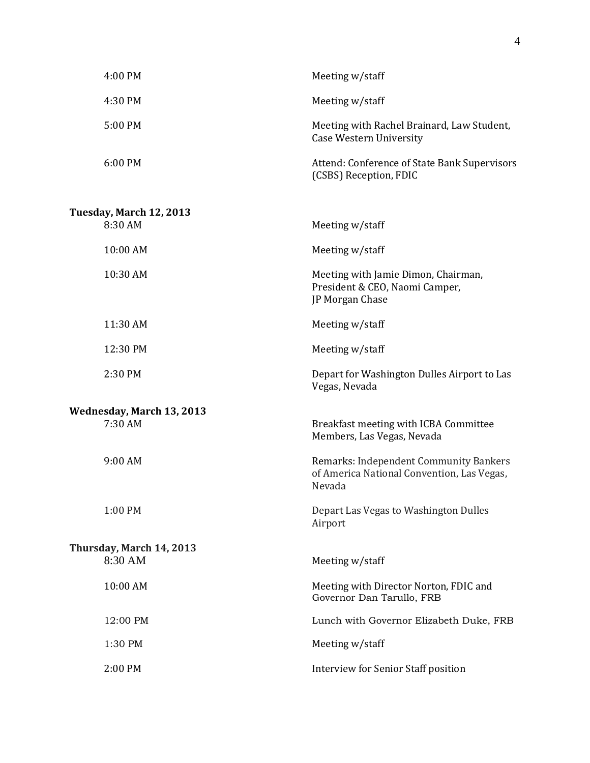| | |
|---|---|
| 4:00 PM | Meeting w/staff |
| 4:30 PM | Meeting w/staff |
| 5:00 PM | Meeting with Rachel Brainard, Law Student, Case Western University |
| 6:00 PM | Attend: Conference of State Bank Supervisors (CSBS) Reception, FDIC |

**Tuesday, March 12, 2013**

| | |
|---|---|
| 8:30 AM | Meeting w/staff |
| 10:00 AM | Meeting w/staff |
| 10:30 AM | Meeting with Jamie Dimon, Chairman, President & CEO, Naomi Camper, JP Morgan Chase |
| 11:30 AM | Meeting w/staff |
| 12:30 PM | Meeting w/staff |
| 2:30 PM | Depart for Washington Dulles Airport to Las Vegas, Nevada |

**Wednesday, March 13, 2013**

| | |
|---|---|
| 7:30 AM | Breakfast meeting with ICBA Committee Members, Las Vegas, Nevada |
| 9:00 AM | Remarks: Independent Community Bankers of America National Convention, Las Vegas, Nevada |
| 1:00 PM | Depart Las Vegas to Washington Dulles Airport |

**Thursday, March 14, 2013**

| | |
|---|---|
| 8:30 AM | Meeting w/staff |
| 10:00 AM | Meeting with Director Norton, FDIC and Governor Dan Tarullo, FRB |
| 12:00 PM | Lunch with Governor Elizabeth Duke, FRB |
| 1:30 PM | Meeting w/staff |
| 2:00 PM | Interview for Senior Staff position |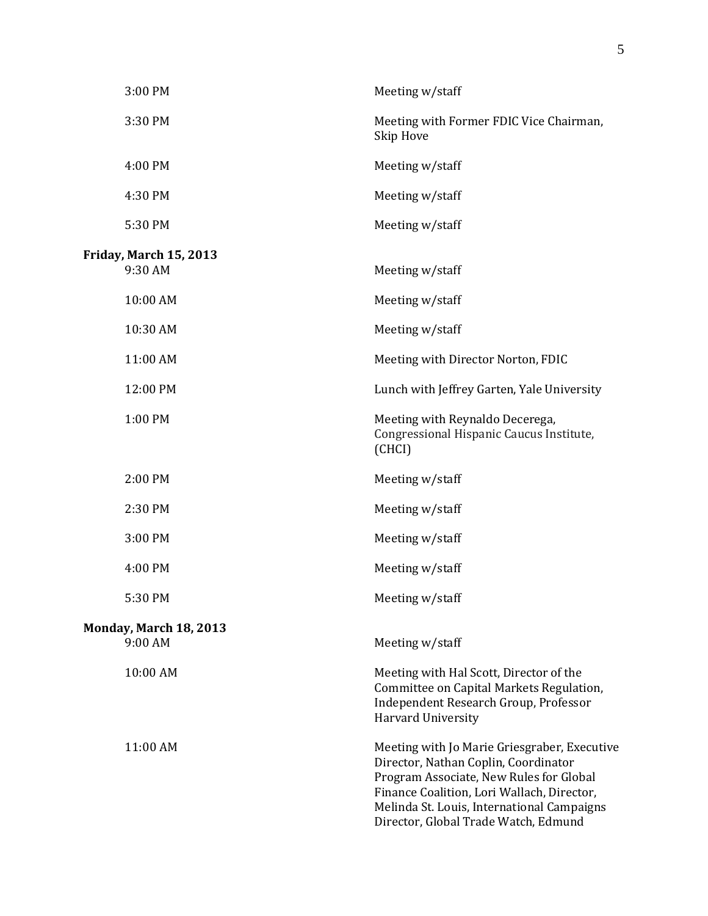| | |
|---|---|
| 3:00 PM | Meeting w/staff |
| 3:30 PM | Meeting with Former FDIC Vice Chairman, Skip Hove |
| 4:00 PM | Meeting w/staff |
| 4:30 PM | Meeting w/staff |
| 5:30 PM | Meeting w/staff |

**Friday, March 15, 2013**

| | |
|---|---|
| 9:30 AM | Meeting w/staff |
| 10:00 AM | Meeting w/staff |
| 10:30 AM | Meeting w/staff |
| 11:00 AM | Meeting with Director Norton, FDIC |
| 12:00 PM | Lunch with Jeffrey Garten, Yale University |
| 1:00 PM | Meeting with Reynaldo Decerega, Congressional Hispanic Caucus Institute, (CHCI) |
| 2:00 PM | Meeting w/staff |
| 2:30 PM | Meeting w/staff |
| 3:00 PM | Meeting w/staff |
| 4:00 PM | Meeting w/staff |
| 5:30 PM | Meeting w/staff |

**Monday, March 18, 2013**

| | |
|---|---|
| 9:00 AM | Meeting w/staff |
| 10:00 AM | Meeting with Hal Scott, Director of the Committee on Capital Markets Regulation, Independent Research Group, Professor Harvard University |
| 11:00 AM | Meeting with Jo Marie Griesgraber, Executive Director, Nathan Coplin, Coordinator Program Associate, New Rules for Global Finance Coalition, Lori Wallach, Director, Melinda St. Louis, International Campaigns Director, Global Trade Watch, Edmund |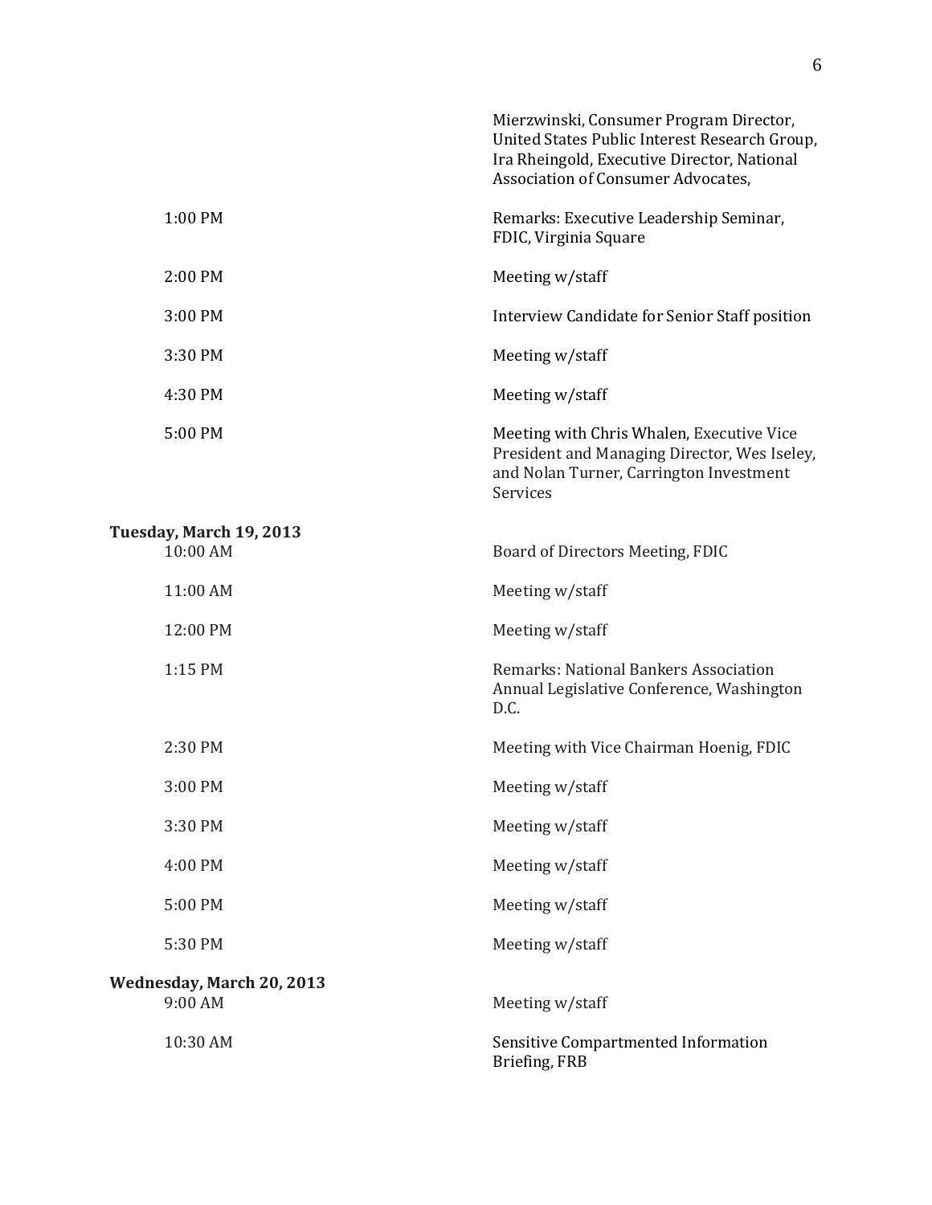| | |
|---|---|
| | Mierzwinski, Consumer Program Director, United States Public Interest Research Group, Ira Rheingold, Executive Director, National Association of Consumer Advocates, |
| 1:00 PM | Remarks: Executive Leadership Seminar, FDIC, Virginia Square |
| 2:00 PM | Meeting w/staff |
| 3:00 PM | Interview Candidate for Senior Staff position |
| 3:30 PM | Meeting w/staff |
| 4:30 PM | Meeting w/staff |
| 5:00 PM | Meeting with Chris Whalen, Executive Vice President and Managing Director, Wes Iseley, and Nolan Turner, Carrington Investment Services |

**Tuesday, March 19, 2013**

| | |
|---|---|
| 10:00 AM | Board of Directors Meeting, FDIC |
| 11:00 AM | Meeting w/staff |
| 12:00 PM | Meeting w/staff |
| 1:15 PM | Remarks: National Bankers Association Annual Legislative Conference, Washington D.C. |
| 2:30 PM | Meeting with Vice Chairman Hoenig, FDIC |
| 3:00 PM | Meeting w/staff |
| 3:30 PM | Meeting w/staff |
| 4:00 PM | Meeting w/staff |
| 5:00 PM | Meeting w/staff |
| 5:30 PM | Meeting w/staff |

**Wednesday, March 20, 2013**

| | |
|---|---|
| 9:00 AM | Meeting w/staff |
| 10:30 AM | Sensitive Compartmented Information Briefing, FRB |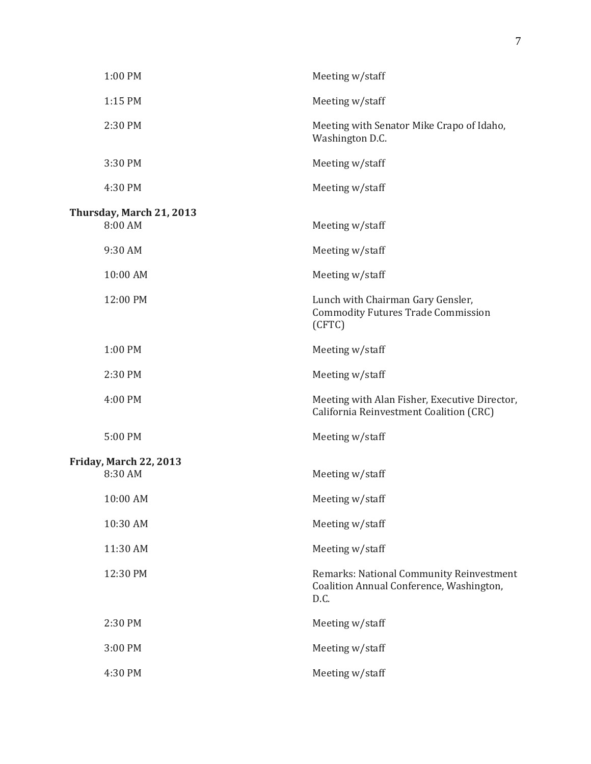| | |
|---|---|
| 1:00 PM | Meeting w/staff |
| 1:15 PM | Meeting w/staff |
| 2:30 PM | Meeting with Senator Mike Crapo of Idaho, Washington D.C. |
| 3:30 PM | Meeting w/staff |
| 4:30 PM | Meeting w/staff |

**Thursday, March 21, 2013**

| | |
|---|---|
| 8:00 AM | Meeting w/staff |
| 9:30 AM | Meeting w/staff |
| 10:00 AM | Meeting w/staff |
| 12:00 PM | Lunch with Chairman Gary Gensler, Commodity Futures Trade Commission (CFTC) |
| 1:00 PM | Meeting w/staff |
| 2:30 PM | Meeting w/staff |
| 4:00 PM | Meeting with Alan Fisher, Executive Director, California Reinvestment Coalition (CRC) |
| 5:00 PM | Meeting w/staff |

**Friday, March 22, 2013**

| | |
|---|---|
| 8:30 AM | Meeting w/staff |
| 10:00 AM | Meeting w/staff |
| 10:30 AM | Meeting w/staff |
| 11:30 AM | Meeting w/staff |
| 12:30 PM | Remarks: National Community Reinvestment Coalition Annual Conference, Washington, D.C. |
| 2:30 PM | Meeting w/staff |
| 3:00 PM | Meeting w/staff |
| 4:30 PM | Meeting w/staff |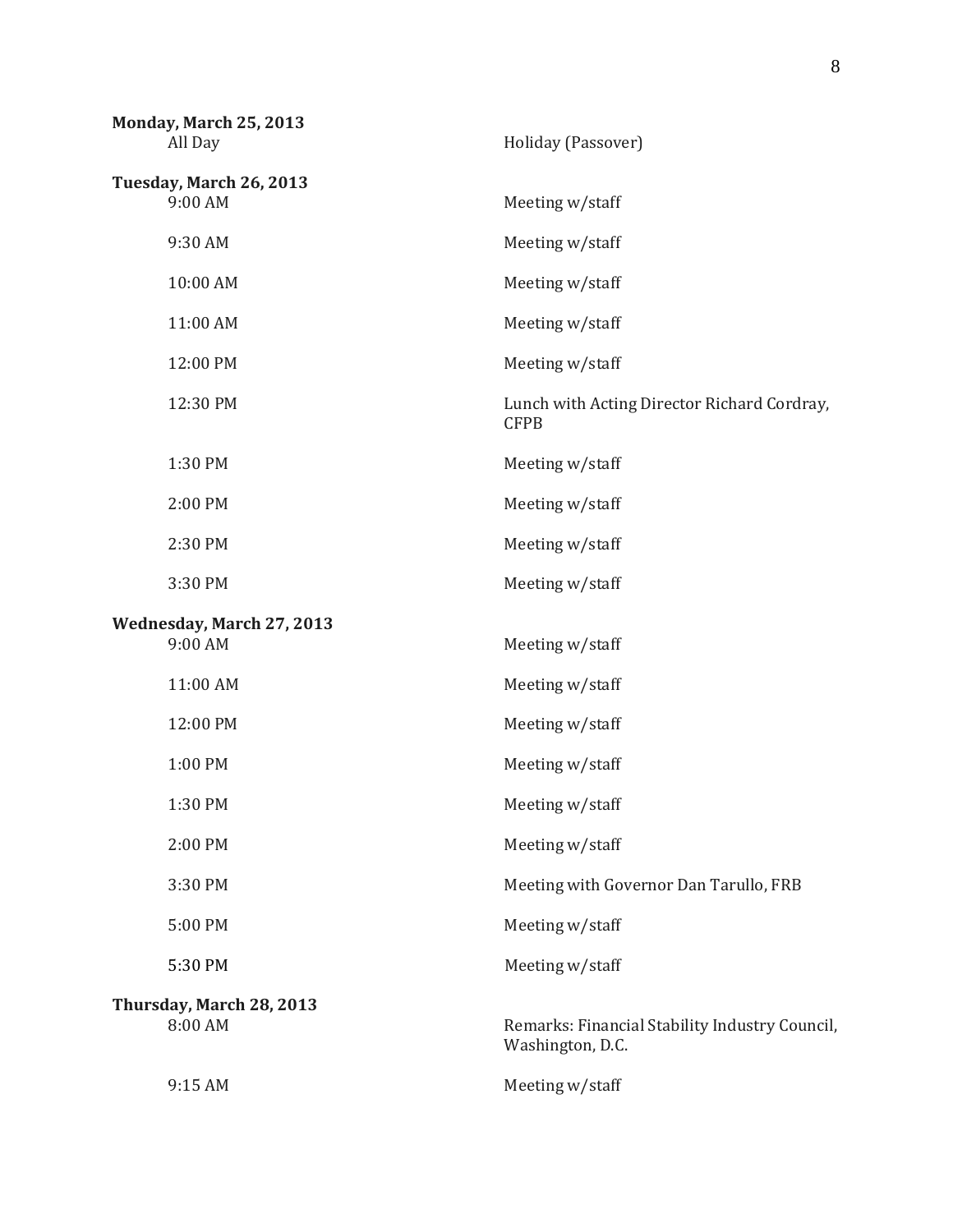**Monday, March 25, 2013**

| | |
|---|---|
| All Day | Holiday (Passover) |

**Tuesday, March 26, 2013**

| | |
|---|---|
| 9:00 AM | Meeting w/staff |
| 9:30 AM | Meeting w/staff |
| 10:00 AM | Meeting w/staff |
| 11:00 AM | Meeting w/staff |
| 12:00 PM | Meeting w/staff |
| 12:30 PM | Lunch with Acting Director Richard Cordray, CFPB |
| 1:30 PM | Meeting w/staff |
| 2:00 PM | Meeting w/staff |
| 2:30 PM | Meeting w/staff |
| 3:30 PM | Meeting w/staff |

**Wednesday, March 27, 2013**

| | |
|---|---|
| 9:00 AM | Meeting w/staff |
| 11:00 AM | Meeting w/staff |
| 12:00 PM | Meeting w/staff |
| 1:00 PM | Meeting w/staff |
| 1:30 PM | Meeting w/staff |
| 2:00 PM | Meeting w/staff |
| 3:30 PM | Meeting with Governor Dan Tarullo, FRB |
| 5:00 PM | Meeting w/staff |
| 5:30 PM | Meeting w/staff |

**Thursday, March 28, 2013**

| | |
|---|---|
| 8:00 AM | Remarks: Financial Stability Industry Council, Washington, D.C. |
| 9:15 AM | Meeting w/staff |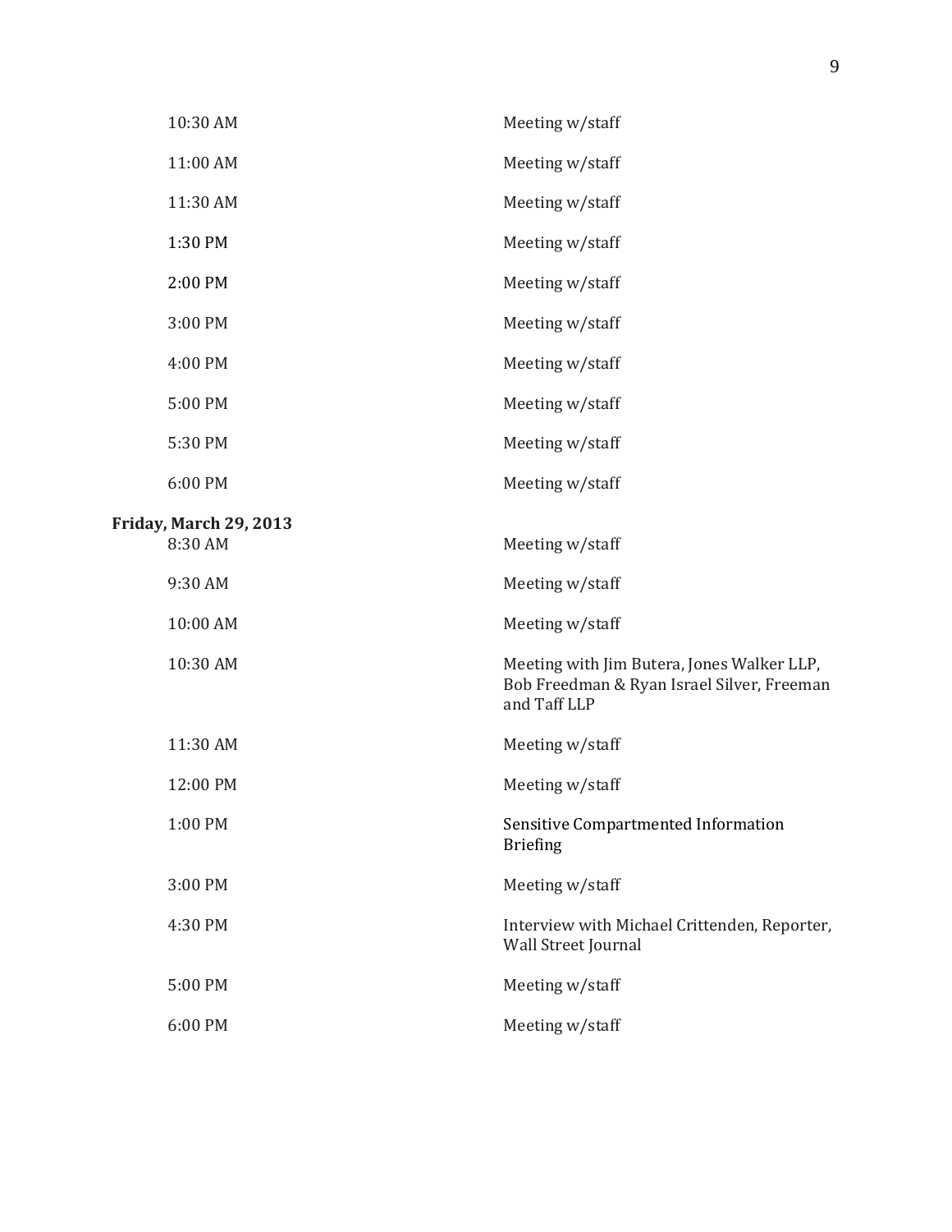| | |
|---|---|
| 10:30 AM | Meeting w/staff |
| 11:00 AM | Meeting w/staff |
| 11:30 AM | Meeting w/staff |
| 1:30 PM | Meeting w/staff |
| 2:00 PM | Meeting w/staff |
| 3:00 PM | Meeting w/staff |
| 4:00 PM | Meeting w/staff |
| 5:00 PM | Meeting w/staff |
| 5:30 PM | Meeting w/staff |
| 6:00 PM | Meeting w/staff |

**Friday, March 29, 2013**

| | |
|---|---|
| 8:30 AM | Meeting w/staff |
| 9:30 AM | Meeting w/staff |
| 10:00 AM | Meeting w/staff |
| 10:30 AM | Meeting with Jim Butera, Jones Walker LLP, Bob Freedman & Ryan Israel Silver, Freeman and Taff LLP |
| 11:30 AM | Meeting w/staff |
| 12:00 PM | Meeting w/staff |
| 1:00 PM | Sensitive Compartmented Information Briefing |
| 3:00 PM | Meeting w/staff |
| 4:30 PM | Interview with Michael Crittenden, Reporter, Wall Street Journal |
| 5:00 PM | Meeting w/staff |
| 6:00 PM | Meeting w/staff |